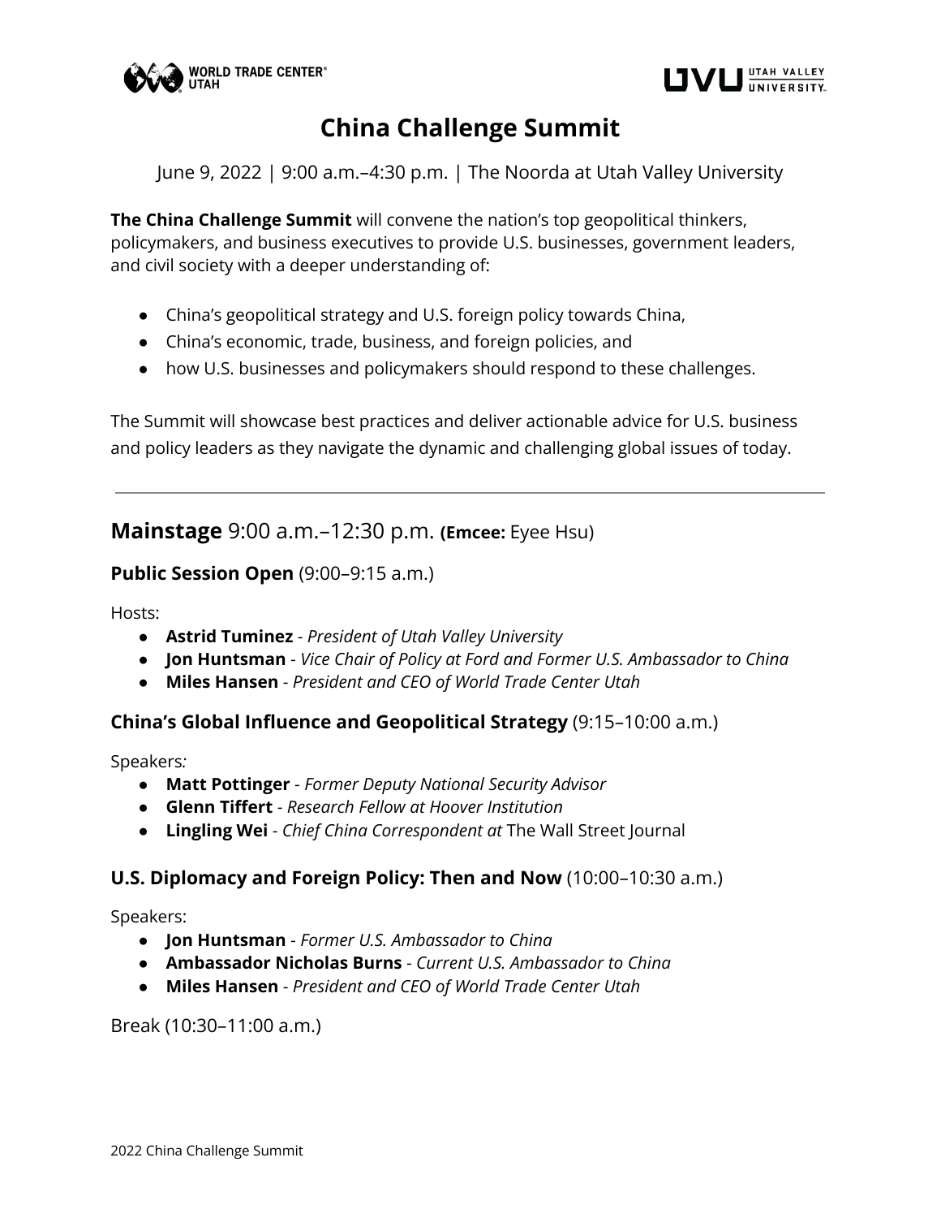# China Challenge Summit

June 9, 2022 | 9:00 a.m.–4:30 p.m. | The Noorda at Utah Valley University

**The China Challenge Summit** will convene the nation's top geopolitical thinkers, policymakers, and business executives to provide U.S. businesses, government leaders, and civil society with a deeper understanding of:

- China's geopolitical strategy and U.S. foreign policy towards China,
- China's economic, trade, business, and foreign policies, and
- how U.S. businesses and policymakers should respond to these challenges.

The Summit will showcase best practices and deliver actionable advice for U.S. business and policy leaders as they navigate the dynamic and challenging global issues of today.

---

## **Mainstage** 9:00 a.m.–12:30 p.m. **(Emcee:** Eyee Hsu)

### **Public Session Open** (9:00–9:15 a.m.)

Hosts:

- **Astrid Tuminez** - *President of Utah Valley University*
- **Jon Huntsman** - *Vice Chair of Policy at Ford and Former U.S. Ambassador to China*
- **Miles Hansen** - *President and CEO of World Trade Center Utah*

### **China's Global Influence and Geopolitical Strategy** (9:15–10:00 a.m.)

Speakers:

- **Matt Pottinger** - *Former Deputy National Security Advisor*
- **Glenn Tiffert** - *Research Fellow at Hoover Institution*
- **Lingling Wei** - *Chief China Correspondent at* The Wall Street Journal

### **U.S. Diplomacy and Foreign Policy: Then and Now** (10:00–10:30 a.m.)

Speakers:

- **Jon Huntsman** - *Former U.S. Ambassador to China*
- **Ambassador Nicholas Burns** - *Current U.S. Ambassador to China*
- **Miles Hansen** - *President and CEO of World Trade Center Utah*

Break (10:30–11:00 a.m.)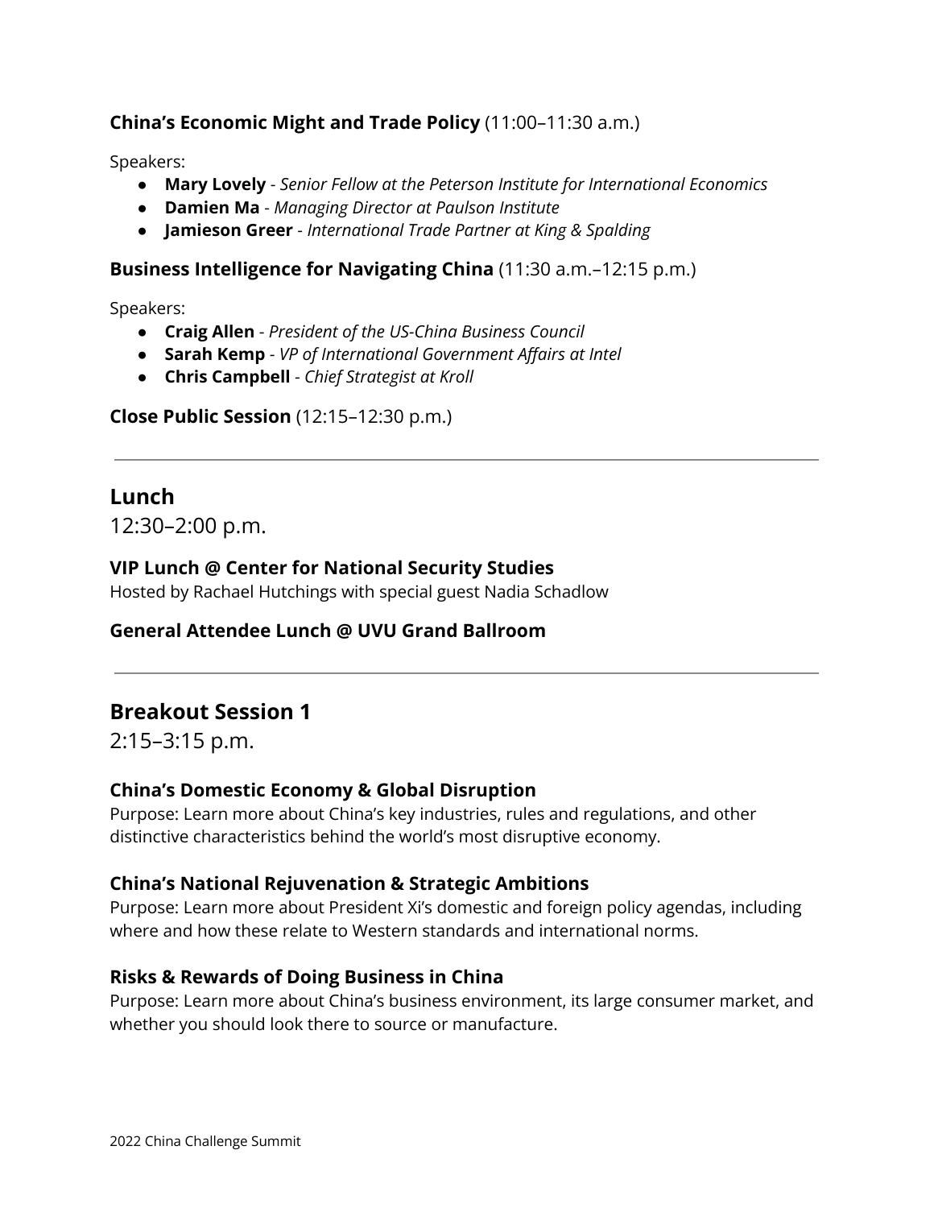**China's Economic Might and Trade Policy** (11:00–11:30 a.m.)

Speakers:

- **Mary Lovely** - *Senior Fellow at the Peterson Institute for International Economics*
- **Damien Ma** - *Managing Director at Paulson Institute*
- **Jamieson Greer** - *International Trade Partner at King & Spalding*

**Business Intelligence for Navigating China** (11:30 a.m.–12:15 p.m.)

Speakers:

- **Craig Allen** - *President of the US-China Business Council*
- **Sarah Kemp** - *VP of International Government Affairs at Intel*
- **Chris Campbell** - *Chief Strategist at Kroll*

**Close Public Session** (12:15–12:30 p.m.)

---

## Lunch

12:30–2:00 p.m.

**VIP Lunch @ Center for National Security Studies**
Hosted by Rachael Hutchings with special guest Nadia Schadlow

**General Attendee Lunch @ UVU Grand Ballroom**

---

## Breakout Session 1

2:15–3:15 p.m.

**China's Domestic Economy & Global Disruption**
Purpose: Learn more about China's key industries, rules and regulations, and other distinctive characteristics behind the world's most disruptive economy.

**China's National Rejuvenation & Strategic Ambitions**
Purpose: Learn more about President Xi's domestic and foreign policy agendas, including where and how these relate to Western standards and international norms.

**Risks & Rewards of Doing Business in China**
Purpose: Learn more about China's business environment, its large consumer market, and whether you should look there to source or manufacture.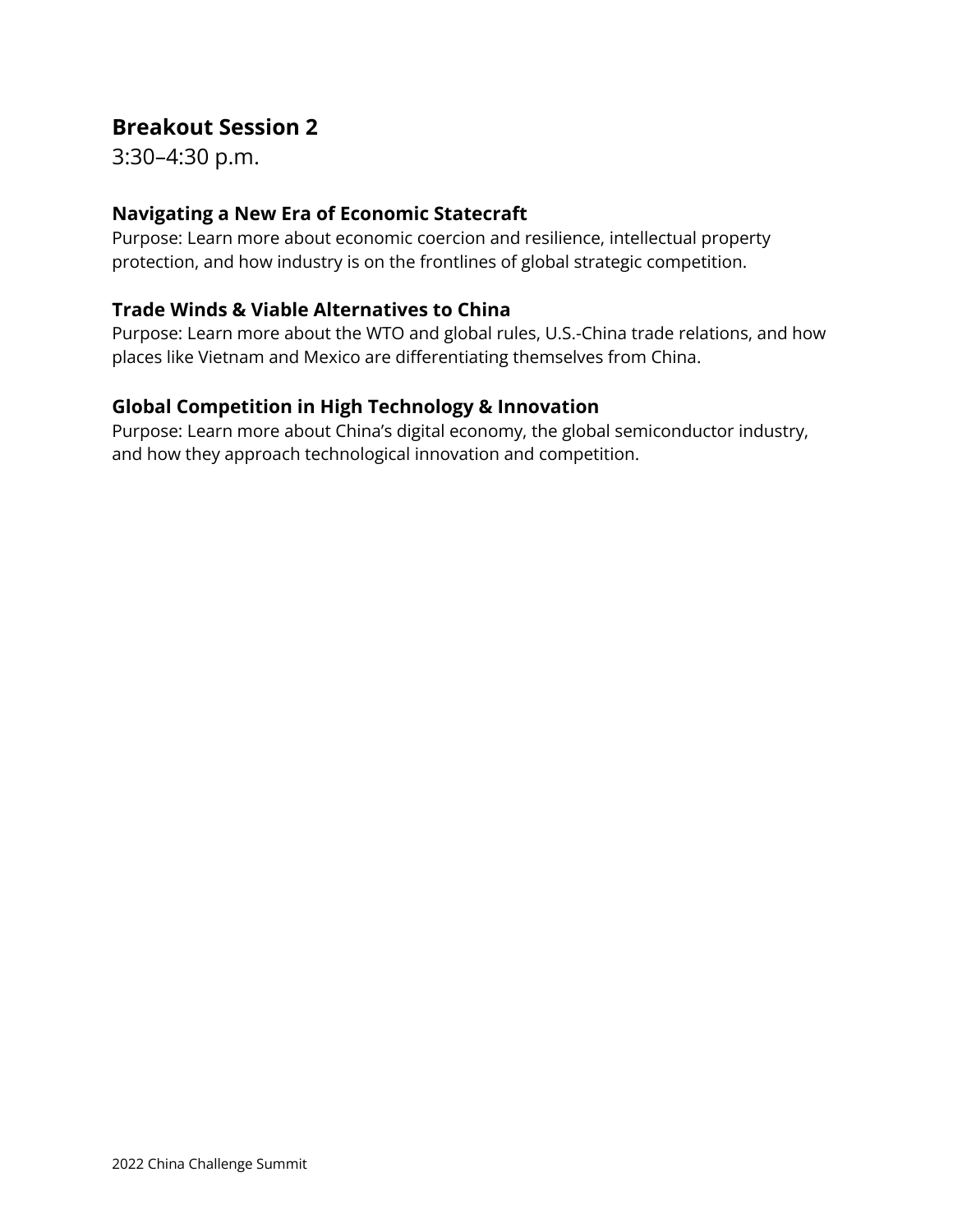## Breakout Session 2

3:30–4:30 p.m.

### Navigating a New Era of Economic Statecraft

Purpose: Learn more about economic coercion and resilience, intellectual property protection, and how industry is on the frontlines of global strategic competition.

### Trade Winds & Viable Alternatives to China

Purpose: Learn more about the WTO and global rules, U.S.-China trade relations, and how places like Vietnam and Mexico are differentiating themselves from China.

### Global Competition in High Technology & Innovation

Purpose: Learn more about China's digital economy, the global semiconductor industry, and how they approach technological innovation and competition.